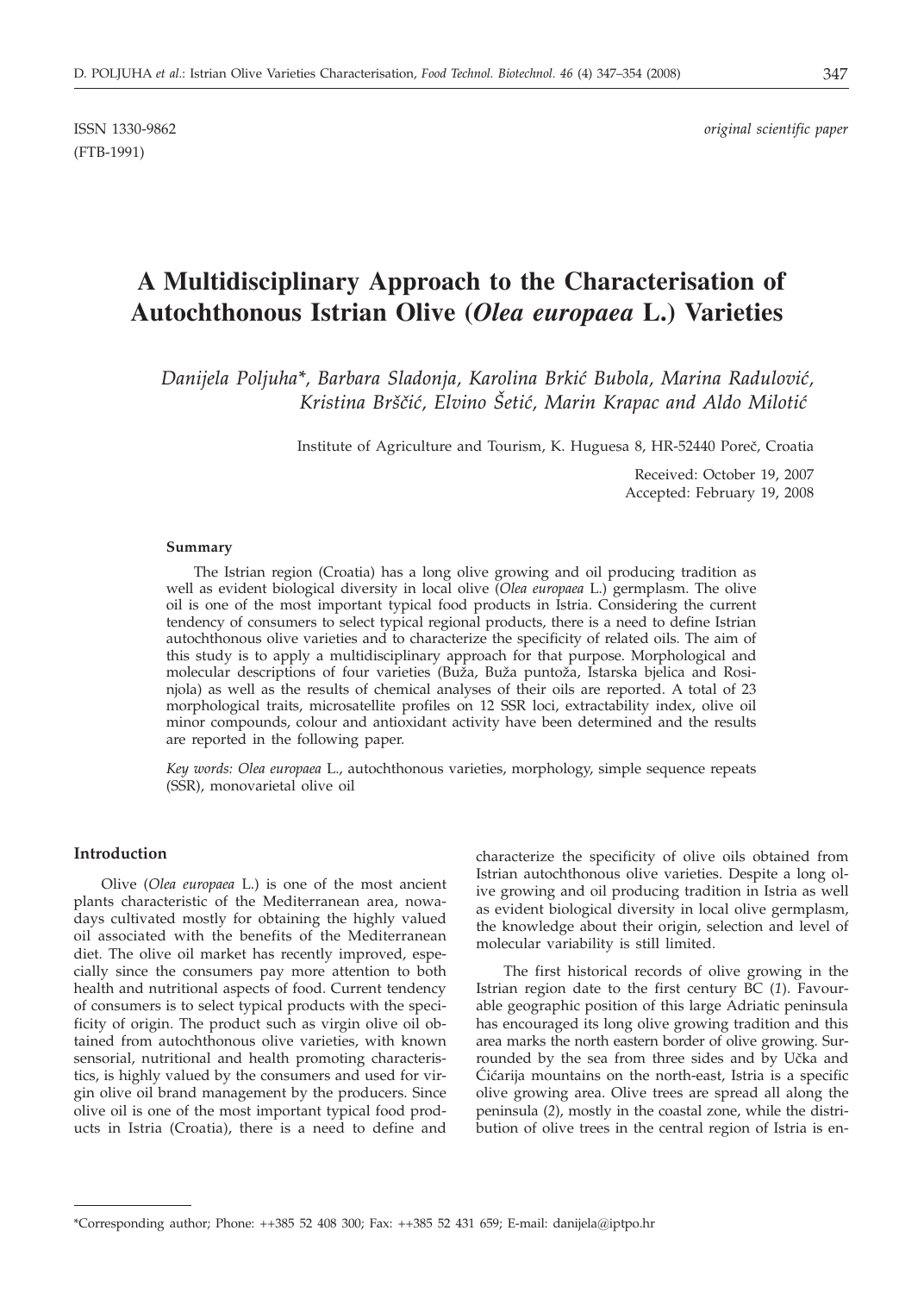ISSN 1330-9862 *original scientific paper*
(FTB-1991)

# A Multidisciplinary Approach to the Characterisation of Autochthonous Istrian Olive (*Olea europaea* L.) Varieties

*Danijela Poljuha\*, Barbara Sladonja, Karolina Brkić Bubola, Marina Radulović, Kristina Brščić, Elvino Šetić, Marin Krapac and Aldo Milotić*

Institute of Agriculture and Tourism, K. Huguesa 8, HR-52440 Poreč, Croatia

Received: October 19, 2007
Accepted: February 19, 2008

### Summary

The Istrian region (Croatia) has a long olive growing and oil producing tradition as well as evident biological diversity in local olive (*Olea europaea* L.) germplasm. The olive oil is one of the most important typical food products in Istria. Considering the current tendency of consumers to select typical regional products, there is a need to define Istrian autochthonous olive varieties and to characterize the specificity of related oils. The aim of this study is to apply a multidisciplinary approach for that purpose. Morphological and molecular descriptions of four varieties (Buža, Buža puntoža, Istarska bjelica and Rosinjola) as well as the results of chemical analyses of their oils are reported. A total of 23 morphological traits, microsatellite profiles on 12 SSR loci, extractability index, olive oil minor compounds, colour and antioxidant activity have been determined and the results are reported in the following paper.

*Key words: Olea europaea* L., autochthonous varieties, morphology, simple sequence repeats (SSR), monovarietal olive oil

## Introduction

Olive (*Olea europaea* L.) is one of the most ancient plants characteristic of the Mediterranean area, nowadays cultivated mostly for obtaining the highly valued oil associated with the benefits of the Mediterranean diet. The olive oil market has recently improved, especially since the consumers pay more attention to both health and nutritional aspects of food. Current tendency of consumers is to select typical products with the specificity of origin. The product such as virgin olive oil obtained from autochthonous olive varieties, with known sensorial, nutritional and health promoting characteristics, is highly valued by the consumers and used for virgin olive oil brand management by the producers. Since olive oil is one of the most important typical food products in Istria (Croatia), there is a need to define and characterize the specificity of olive oils obtained from Istrian autochthonous olive varieties. Despite a long olive growing and oil producing tradition in Istria as well as evident biological diversity in local olive germplasm, the knowledge about their origin, selection and level of molecular variability is still limited.

The first historical records of olive growing in the Istrian region date to the first century BC (*1*). Favourable geographic position of this large Adriatic peninsula has encouraged its long olive growing tradition and this area marks the north eastern border of olive growing. Surrounded by the sea from three sides and by Učka and Ćićarija mountains on the north-east, Istria is a specific olive growing area. Olive trees are spread all along the peninsula (*2*), mostly in the coastal zone, while the distribution of olive trees in the central region of Istria is en-

\*Corresponding author; Phone: ++385 52 408 300; Fax: ++385 52 431 659; E-mail: danijela@iptpo.hr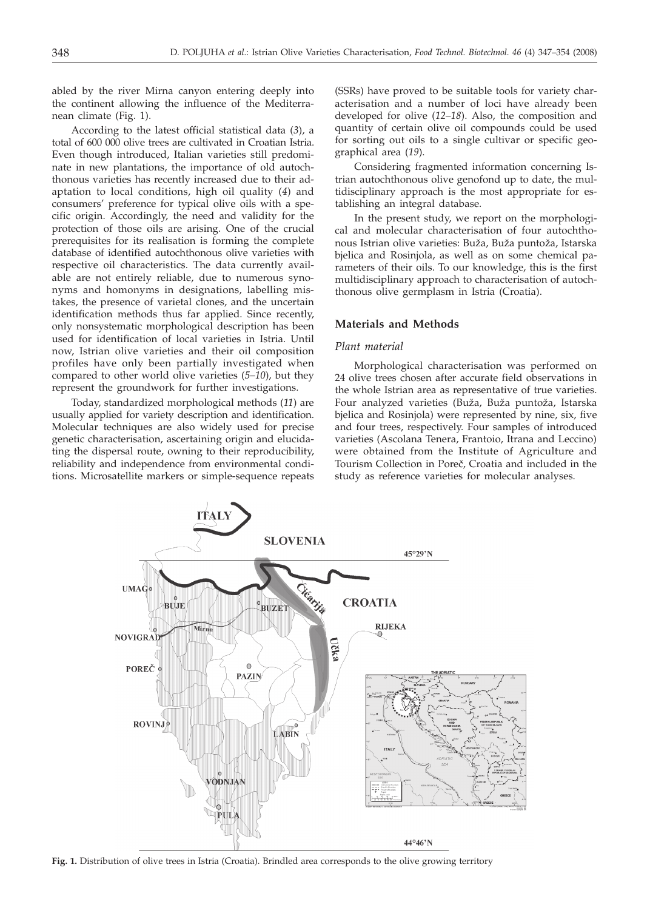abled by the river Mirna canyon entering deeply into the continent allowing the influence of the Mediterranean climate (Fig. 1).

According to the latest official statistical data (*3*), a total of 600 000 olive trees are cultivated in Croatian Istria. Even though introduced, Italian varieties still predominate in new plantations, the importance of old autochthonous varieties has recently increased due to their adaptation to local conditions, high oil quality (*4*) and consumers' preference for typical olive oils with a specific origin. Accordingly, the need and validity for the protection of those oils are arising. One of the crucial prerequisites for its realisation is forming the complete database of identified autochthonous olive varieties with respective oil characteristics. The data currently available are not entirely reliable, due to numerous synonyms and homonyms in designations, labelling mistakes, the presence of varietal clones, and the uncertain identification methods thus far applied. Since recently, only nonsystematic morphological description has been used for identification of local varieties in Istria. Until now, Istrian olive varieties and their oil composition profiles have only been partially investigated when compared to other world olive varieties (*5–10*), but they represent the groundwork for further investigations.

Today, standardized morphological methods (*11*) are usually applied for variety description and identification. Molecular techniques are also widely used for precise genetic characterisation, ascertaining origin and elucidating the dispersal route, owning to their reproducibility, reliability and independence from environmental conditions. Microsatellite markers or simple-sequence repeats (SSRs) have proved to be suitable tools for variety characterisation and a number of loci have already been developed for olive (*12–18*). Also, the composition and quantity of certain olive oil compounds could be used for sorting out oils to a single cultivar or specific geographical area (*19*).

Considering fragmented information concerning Istrian autochthonous olive genofond up to date, the multidisciplinary approach is the most appropriate for establishing an integral database.

In the present study, we report on the morphological and molecular characterisation of four autochthonous Istrian olive varieties: Buža, Buža puntoža, Istarska bjelica and Rosinjola, as well as on some chemical parameters of their oils. To our knowledge, this is the first multidisciplinary approach to characterisation of autochthonous olive germplasm in Istria (Croatia).

## Materials and Methods

### *Plant material*

Morphological characterisation was performed on 24 olive trees chosen after accurate field observations in the whole Istrian area as representative of true varieties. Four analyzed varieties (Buža, Buža puntoža, Istarska bjelica and Rosinjola) were represented by nine, six, five and four trees, respectively. Four samples of introduced varieties (Ascolana Tenera, Frantoio, Itrana and Leccino) were obtained from the Institute of Agriculture and Tourism Collection in Poreč, Croatia and included in the study as reference varieties for molecular analyses.

**Fig. 1.** Distribution of olive trees in Istria (Croatia). Brindled area corresponds to the olive growing territory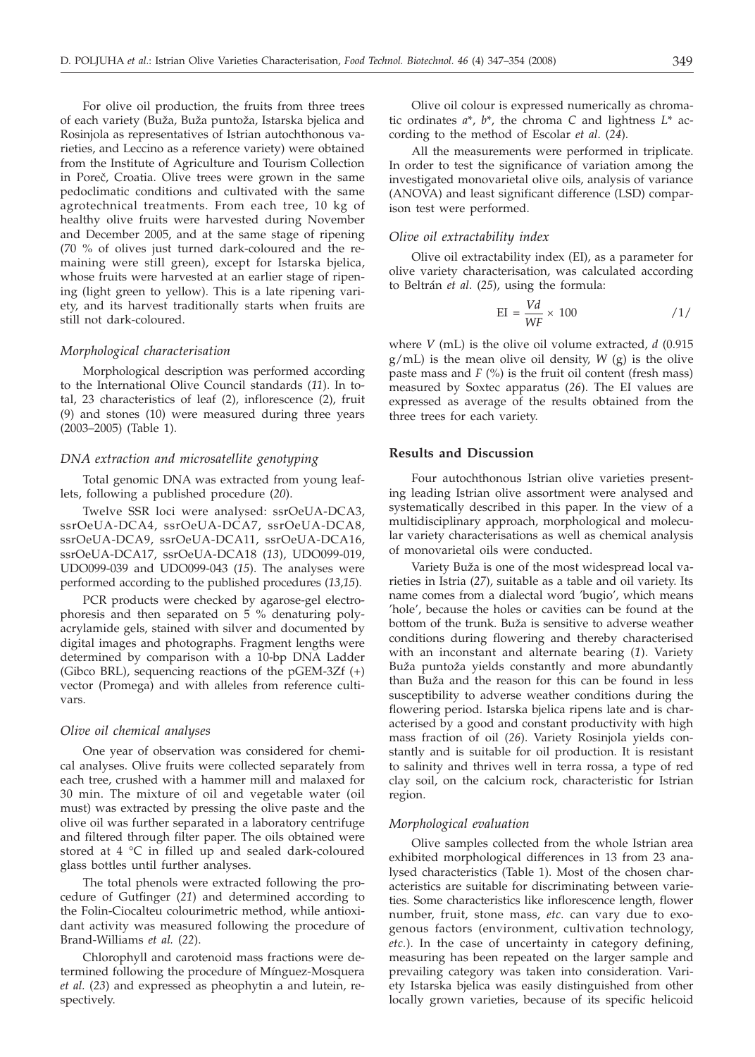For olive oil production, the fruits from three trees of each variety (Buža, Buža puntoža, Istarska bjelica and Rosinjola as representatives of Istrian autochthonous varieties, and Leccino as a reference variety) were obtained from the Institute of Agriculture and Tourism Collection in Poreč, Croatia. Olive trees were grown in the same pedoclimatic conditions and cultivated with the same agrotechnical treatments. From each tree, 10 kg of healthy olive fruits were harvested during November and December 2005, and at the same stage of ripening (70 % of olives just turned dark-coloured and the remaining were still green), except for Istarska bjelica, whose fruits were harvested at an earlier stage of ripening (light green to yellow). This is a late ripening variety, and its harvest traditionally starts when fruits are still not dark-coloured.

### *Morphological characterisation*

Morphological description was performed according to the International Olive Council standards (*11*). In total, 23 characteristics of leaf (2), inflorescence (2), fruit (9) and stones (10) were measured during three years (2003–2005) (Table 1).

### *DNA extraction and microsatellite genotyping*

Total genomic DNA was extracted from young leaflets, following a published procedure (*20*).

Twelve SSR loci were analysed: ssrOeUA-DCA3, ssrOeUA-DCA4, ssrOeUA-DCA7, ssrOeUA-DCA8, ssrOeUA-DCA9, ssrOeUA-DCA11, ssrOeUA-DCA16, ssrOeUA-DCA17, ssrOeUA-DCA18 (*13*), UDO099-019, UDO099-039 and UDO099-043 (*15*). The analyses were performed according to the published procedures (*13*,*15*).

PCR products were checked by agarose-gel electrophoresis and then separated on 5 % denaturing polyacrylamide gels, stained with silver and documented by digital images and photographs. Fragment lengths were determined by comparison with a 10-bp DNA Ladder (Gibco BRL), sequencing reactions of the pGEM-3Zf (+) vector (Promega) and with alleles from reference cultivars.

### *Olive oil chemical analyses*

One year of observation was considered for chemical analyses. Olive fruits were collected separately from each tree, crushed with a hammer mill and malaxed for 30 min. The mixture of oil and vegetable water (oil must) was extracted by pressing the olive paste and the olive oil was further separated in a laboratory centrifuge and filtered through filter paper. The oils obtained were stored at 4 °C in filled up and sealed dark-coloured glass bottles until further analyses.

The total phenols were extracted following the procedure of Gutfinger (*21*) and determined according to the Folin-Ciocalteu colourimetric method, while antioxidant activity was measured following the procedure of Brand-Williams *et al.* (*22*).

Chlorophyll and carotenoid mass fractions were determined following the procedure of Mínguez-Mosquera *et al.* (*23*) and expressed as pheophytin a and lutein, respectively.

Olive oil colour is expressed numerically as chromatic ordinates $a^*$, $b^*$, the chroma $C$ and lightness $L^*$ according to the method of Escolar *et al.* (*24*).

All the measurements were performed in triplicate. In order to test the significance of variation among the investigated monovarietal olive oils, analysis of variance (ANOVA) and least significant difference (LSD) comparison test were performed.

### *Olive oil extractability index*

Olive oil extractability index (EI), as a parameter for olive variety characterisation, was calculated according to Beltrán *et al.* (*25*), using the formula:

$$\mathrm{EI} = \frac{Vd}{WF} \times 100 \qquad /1/$$

where $V$ (mL) is the olive oil volume extracted, $d$ (0.915 g/mL) is the mean olive oil density, $W$ (g) is the olive paste mass and $F$ (%) is the fruit oil content (fresh mass) measured by Soxtec apparatus (*26*). The EI values are expressed as average of the results obtained from the three trees for each variety.

## Results and Discussion

Four autochthonous Istrian olive varieties presenting leading Istrian olive assortment were analysed and systematically described in this paper. In the view of a multidisciplinary approach, morphological and molecular variety characterisations as well as chemical analysis of monovarietal oils were conducted.

Variety Buža is one of the most widespread local varieties in Istria (*27*), suitable as a table and oil variety. Its name comes from a dialectal word 'bugio', which means 'hole', because the holes or cavities can be found at the bottom of the trunk. Buža is sensitive to adverse weather conditions during flowering and thereby characterised with an inconstant and alternate bearing (*1*). Variety Buža puntoža yields constantly and more abundantly than Buža and the reason for this can be found in less susceptibility to adverse weather conditions during the flowering period. Istarska bjelica ripens late and is characterised by a good and constant productivity with high mass fraction of oil (*26*). Variety Rosinjola yields constantly and is suitable for oil production. It is resistant to salinity and thrives well in terra rossa, a type of red clay soil, on the calcium rock, characteristic for Istrian region.

### *Morphological evaluation*

Olive samples collected from the whole Istrian area exhibited morphological differences in 13 from 23 analysed characteristics (Table 1). Most of the chosen characteristics are suitable for discriminating between varieties. Some characteristics like inflorescence length, flower number, fruit, stone mass, *etc.* can vary due to exogenous factors (environment, cultivation technology, *etc.*). In the case of uncertainty in category defining, measuring has been repeated on the larger sample and prevailing category was taken into consideration. Variety Istarska bjelica was easily distinguished from other locally grown varieties, because of its specific helicoid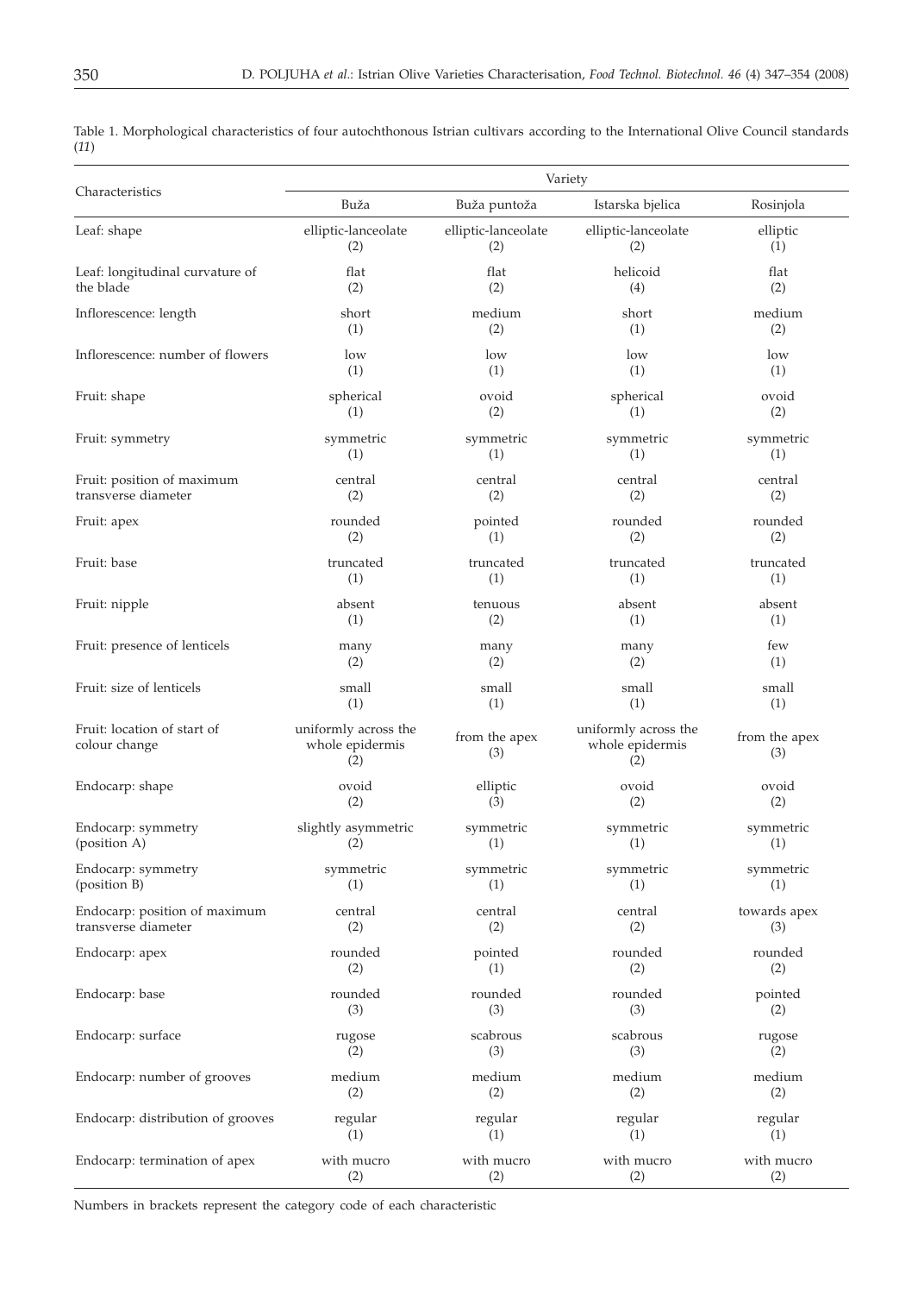Table 1. Morphological characteristics of four autochthonous Istrian cultivars according to the International Olive Council standards (*11*)

| Characteristics | Variety | | | |
|---|---|---|---|---|
| | Buža | Buža puntoža | Istarska bjelica | Rosinjola |
| Leaf: shape | elliptic-lanceolate (2) | elliptic-lanceolate (2) | elliptic-lanceolate (2) | elliptic (1) |
| Leaf: longitudinal curvature of the blade | flat (2) | flat (2) | helicoid (4) | flat (2) |
| Inflorescence: length | short (1) | medium (2) | short (1) | medium (2) |
| Inflorescence: number of flowers | low (1) | low (1) | low (1) | low (1) |
| Fruit: shape | spherical (1) | ovoid (2) | spherical (1) | ovoid (2) |
| Fruit: symmetry | symmetric (1) | symmetric (1) | symmetric (1) | symmetric (1) |
| Fruit: position of maximum transverse diameter | central (2) | central (2) | central (2) | central (2) |
| Fruit: apex | rounded (2) | pointed (1) | rounded (2) | rounded (2) |
| Fruit: base | truncated (1) | truncated (1) | truncated (1) | truncated (1) |
| Fruit: nipple | absent (1) | tenuous (2) | absent (1) | absent (1) |
| Fruit: presence of lenticels | many (2) | many (2) | many (2) | few (1) |
| Fruit: size of lenticels | small (1) | small (1) | small (1) | small (1) |
| Fruit: location of start of colour change | uniformly across the whole epidermis (2) | from the apex (3) | uniformly across the whole epidermis (2) | from the apex (3) |
| Endocarp: shape | ovoid (2) | elliptic (3) | ovoid (2) | ovoid (2) |
| Endocarp: symmetry (position A) | slightly asymmetric (2) | symmetric (1) | symmetric (1) | symmetric (1) |
| Endocarp: symmetry (position B) | symmetric (1) | symmetric (1) | symmetric (1) | symmetric (1) |
| Endocarp: position of maximum transverse diameter | central (2) | central (2) | central (2) | towards apex (3) |
| Endocarp: apex | rounded (2) | pointed (1) | rounded (2) | rounded (2) |
| Endocarp: base | rounded (3) | rounded (3) | rounded (3) | pointed (2) |
| Endocarp: surface | rugose (2) | scabrous (3) | scabrous (3) | rugose (2) |
| Endocarp: number of grooves | medium (2) | medium (2) | medium (2) | medium (2) |
| Endocarp: distribution of grooves | regular (1) | regular (1) | regular (1) | regular (1) |
| Endocarp: termination of apex | with mucro (2) | with mucro (2) | with mucro (2) | with mucro (2) |

Numbers in brackets represent the category code of each characteristic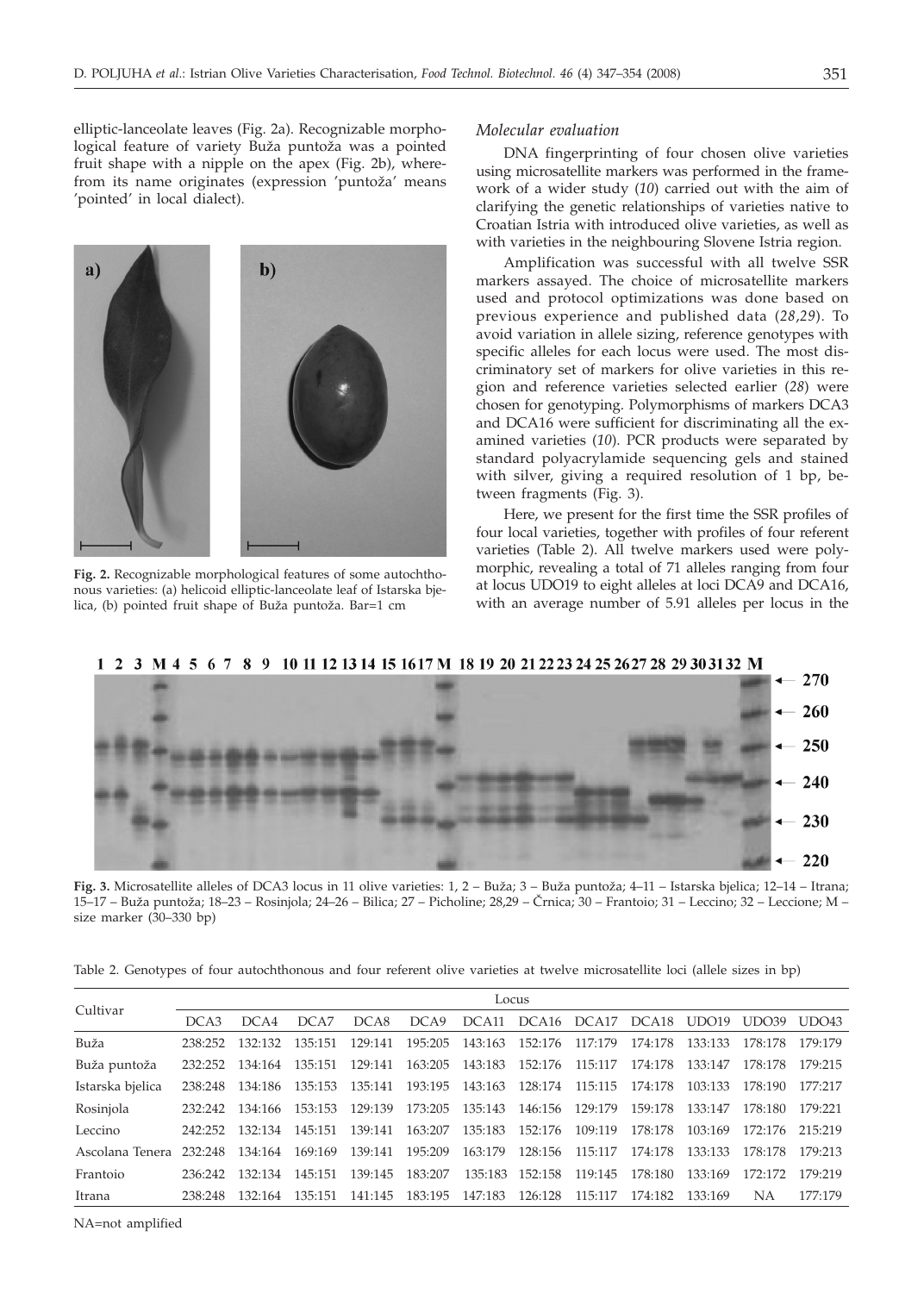elliptic-lanceolate leaves (Fig. 2a). Recognizable morphological feature of variety Buža puntoža was a pointed fruit shape with a nipple on the apex (Fig. 2b), wherefrom its name originates (expression 'puntoža' means 'pointed' in local dialect).

**Fig. 2.** Recognizable morphological features of some autochthonous varieties: (a) helicoid elliptic-lanceolate leaf of Istarska bjelica, (b) pointed fruit shape of Buža puntoža. Bar=1 cm

### *Molecular evaluation*

DNA fingerprinting of four chosen olive varieties using microsatellite markers was performed in the framework of a wider study (*10*) carried out with the aim of clarifying the genetic relationships of varieties native to Croatian Istria with introduced olive varieties, as well as with varieties in the neighbouring Slovene Istria region.

Amplification was successful with all twelve SSR markers assayed. The choice of microsatellite markers used and protocol optimizations was done based on previous experience and published data (*28,29*). To avoid variation in allele sizing, reference genotypes with specific alleles for each locus were used. The most discriminatory set of markers for olive varieties in this region and reference varieties selected earlier (*28*) were chosen for genotyping. Polymorphisms of markers DCA3 and DCA16 were sufficient for discriminating all the examined varieties (*10*). PCR products were separated by standard polyacrylamide sequencing gels and stained with silver, giving a required resolution of 1 bp, between fragments (Fig. 3).

Here, we present for the first time the SSR profiles of four local varieties, together with profiles of four referent varieties (Table 2). All twelve markers used were polymorphic, revealing a total of 71 alleles ranging from four at locus UDO19 to eight alleles at loci DCA9 and DCA16, with an average number of 5.91 alleles per locus in the

**Fig. 3.** Microsatellite alleles of DCA3 locus in 11 olive varieties: 1, 2 – Buža; 3 – Buža puntoža; 4–11 – Istarska bjelica; 12–14 – Itrana; 15–17 – Buža puntoža; 18–23 – Rosinjola; 24–26 – Bilica; 27 – Picholine; 28,29 – Črnica; 30 – Frantoio; 31 – Leccino; 32 – Leccione; M – size marker (30–330 bp)

Table 2. Genotypes of four autochthonous and four referent olive varieties at twelve microsatellite loci (allele sizes in bp)

| Cultivar | Locus | | | | | | | | | | | |
|---|---|---|---|---|---|---|---|---|---|---|---|---|
| | DCA3 | DCA4 | DCA7 | DCA8 | DCA9 | DCA11 | DCA16 | DCA17 | DCA18 | UDO19 | UDO39 | UDO43 |
| Buža | 238:252 | 132:132 | 135:151 | 129:141 | 195:205 | 143:163 | 152:176 | 117:179 | 174:178 | 133:133 | 178:178 | 179:179 |
| Buža puntoža | 232:252 | 134:164 | 135:151 | 129:141 | 163:205 | 143:183 | 152:176 | 115:117 | 174:178 | 133:147 | 178:178 | 179:215 |
| Istarska bjelica | 238:248 | 134:186 | 135:153 | 135:141 | 193:195 | 143:163 | 128:174 | 115:115 | 174:178 | 103:133 | 178:190 | 177:217 |
| Rosinjola | 232:242 | 134:166 | 153:153 | 129:139 | 173:205 | 135:143 | 146:156 | 129:179 | 159:178 | 133:147 | 178:180 | 179:221 |
| Leccino | 242:252 | 132:134 | 145:151 | 139:141 | 163:207 | 135:183 | 152:176 | 109:119 | 178:178 | 103:169 | 172:176 | 215:219 |
| Ascolana Tenera | 232:248 | 134:164 | 169:169 | 139:141 | 195:209 | 163:179 | 128:156 | 115:117 | 174:178 | 133:133 | 178:178 | 179:213 |
| Frantoio | 236:242 | 132:134 | 145:151 | 139:145 | 183:207 | 135:183 | 152:158 | 119:145 | 178:180 | 133:169 | 172:172 | 179:219 |
| Itrana | 238:248 | 132:164 | 135:151 | 141:145 | 183:195 | 147:183 | 126:128 | 115:117 | 174:182 | 133:169 | NA | 177:179 |

NA=not amplified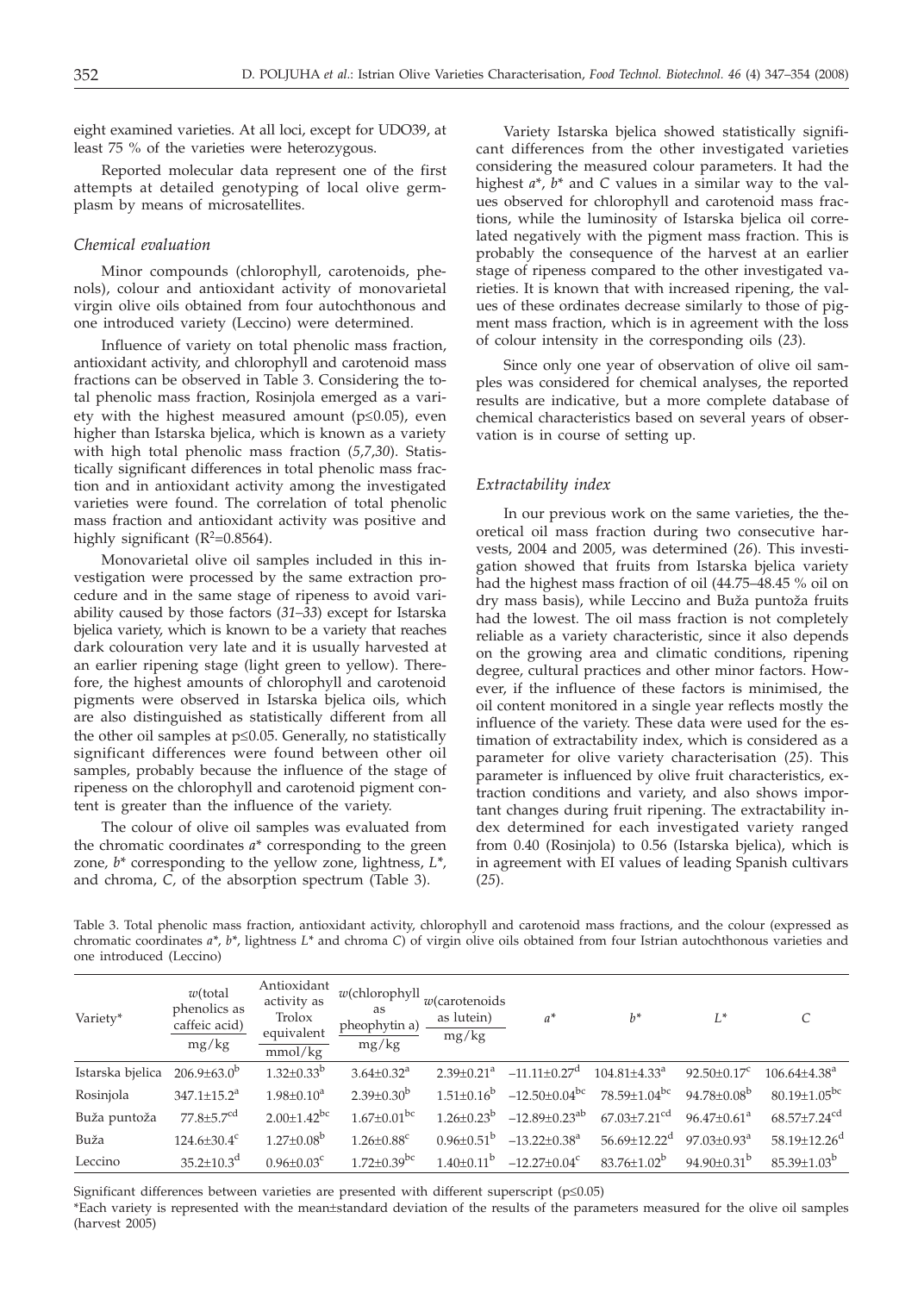eight examined varieties. At all loci, except for UDO39, at least 75 % of the varieties were heterozygous.

Reported molecular data represent one of the first attempts at detailed genotyping of local olive germplasm by means of microsatellites.

### *Chemical evaluation*

Minor compounds (chlorophyll, carotenoids, phenols), colour and antioxidant activity of monovarietal virgin olive oils obtained from four autochthonous and one introduced variety (Leccino) were determined.

Influence of variety on total phenolic mass fraction, antioxidant activity, and chlorophyll and carotenoid mass fractions can be observed in Table 3. Considering the total phenolic mass fraction, Rosinjola emerged as a variety with the highest measured amount ($p \leq 0.05$), even higher than Istarska bjelica, which is known as a variety with high total phenolic mass fraction (*5,7,30*). Statistically significant differences in total phenolic mass fraction and in antioxidant activity among the investigated varieties were found. The correlation of total phenolic mass fraction and antioxidant activity was positive and highly significant ($R^2=0.8564$).

Monovarietal olive oil samples included in this investigation were processed by the same extraction procedure and in the same stage of ripeness to avoid variability caused by those factors (*31–33*) except for Istarska bjelica variety, which is known to be a variety that reaches dark colouration very late and it is usually harvested at an earlier ripening stage (light green to yellow). Therefore, the highest amounts of chlorophyll and carotenoid pigments were observed in Istarska bjelica oils, which are also distinguished as statistically different from all the other oil samples at $p \leq 0.05$. Generally, no statistically significant differences were found between other oil samples, probably because the influence of the stage of ripeness on the chlorophyll and carotenoid pigment content is greater than the influence of the variety.

The colour of olive oil samples was evaluated from the chromatic coordinates $a^*$ corresponding to the green zone, $b^*$ corresponding to the yellow zone, lightness, $L^*$, and chroma, $C$, of the absorption spectrum (Table 3).

Variety Istarska bjelica showed statistically significant differences from the other investigated varieties considering the measured colour parameters. It had the highest $a^*$, $b^*$ and $C$ values in a similar way to the values observed for chlorophyll and carotenoid mass fractions, while the luminosity of Istarska bjelica oil correlated negatively with the pigment mass fraction. This is probably the consequence of the harvest at an earlier stage of ripeness compared to the other investigated varieties. It is known that with increased ripening, the values of these ordinates decrease similarly to those of pigment mass fraction, which is in agreement with the loss of colour intensity in the corresponding oils (*23*).

Since only one year of observation of olive oil samples was considered for chemical analyses, the reported results are indicative, but a more complete database of chemical characteristics based on several years of observation is in course of setting up.

### *Extractability index*

In our previous work on the same varieties, the theoretical oil mass fraction during two consecutive harvests, 2004 and 2005, was determined (*26*). This investigation showed that fruits from Istarska bjelica variety had the highest mass fraction of oil (44.75–48.45 % oil on dry mass basis), while Leccino and Buža puntoža fruits had the lowest. The oil mass fraction is not completely reliable as a variety characteristic, since it also depends on the growing area and climatic conditions, ripening degree, cultural practices and other minor factors. However, if the influence of these factors is minimised, the oil content monitored in a single year reflects mostly the influence of the variety. These data were used for the estimation of extractability index, which is considered as a parameter for olive variety characterisation (*25*). This parameter is influenced by olive fruit characteristics, extraction conditions and variety, and also shows important changes during fruit ripening. The extractability index determined for each investigated variety ranged from 0.40 (Rosinjola) to 0.56 (Istarska bjelica), which is in agreement with EI values of leading Spanish cultivars (*25*).

Table 3. Total phenolic mass fraction, antioxidant activity, chlorophyll and carotenoid mass fractions, and the colour (expressed as chromatic coordinates $a^*$, $b^*$, lightness $L^*$ and chroma $C$) of virgin olive oils obtained from four Istrian autochthonous varieties and one introduced (Leccino)

| Variety* | $w$(total phenolics as caffeic acid) mg/kg | Antioxidant activity as Trolox equivalent mmol/kg | $w$(chlorophyll as pheophytin a) mg/kg | $w$(carotenoids as lutein) mg/kg | $a^*$ | $b^*$ | $L^*$ | $C$ |
|---|---|---|---|---|---|---|---|---|
| Istarska bjelica | $206.9\pm63.0^{b}$ | $1.32\pm0.33^{b}$ | $3.64\pm0.32^{a}$ | $2.39\pm0.21^{a}$ | $-11.11\pm0.27^{d}$ | $104.81\pm4.33^{a}$ | $92.50\pm0.17^{c}$ | $106.64\pm4.38^{a}$ |
| Rosinjola | $347.1\pm15.2^{a}$ | $1.98\pm0.10^{a}$ | $2.39\pm0.30^{b}$ | $1.51\pm0.16^{b}$ | $-12.50\pm0.04^{bc}$ | $78.59\pm1.04^{bc}$ | $94.78\pm0.08^{b}$ | $80.19\pm1.05^{bc}$ |
| Buža puntoža | $77.8\pm5.7^{cd}$ | $2.00\pm1.42^{bc}$ | $1.67\pm0.01^{bc}$ | $1.26\pm0.23^{b}$ | $-12.89\pm0.23^{ab}$ | $67.03\pm7.21^{cd}$ | $96.47\pm0.61^{a}$ | $68.57\pm7.24^{cd}$ |
| Buža | $124.6\pm30.4^{c}$ | $1.27\pm0.08^{b}$ | $1.26\pm0.88^{c}$ | $0.96\pm0.51^{b}$ | $-13.22\pm0.38^{a}$ | $56.69\pm12.22^{d}$ | $97.03\pm0.93^{a}$ | $58.19\pm12.26^{d}$ |
| Leccino | $35.2\pm13.0^{d}$ | $0.96\pm0.03^{c}$ | $1.72\pm0.39^{bc}$ | $1.40\pm0.11^{b}$ | $-12.27\pm0.04^{c}$ | $83.76\pm1.02^{b}$ | $94.90\pm0.31^{b}$ | $85.39\pm1.03^{b}$ |

Significant differences between varieties are presented with different superscript ($p \leq 0.05$)

*Each variety is represented with the mean±standard deviation of the results of the parameters measured for the olive oil samples (harvest 2005)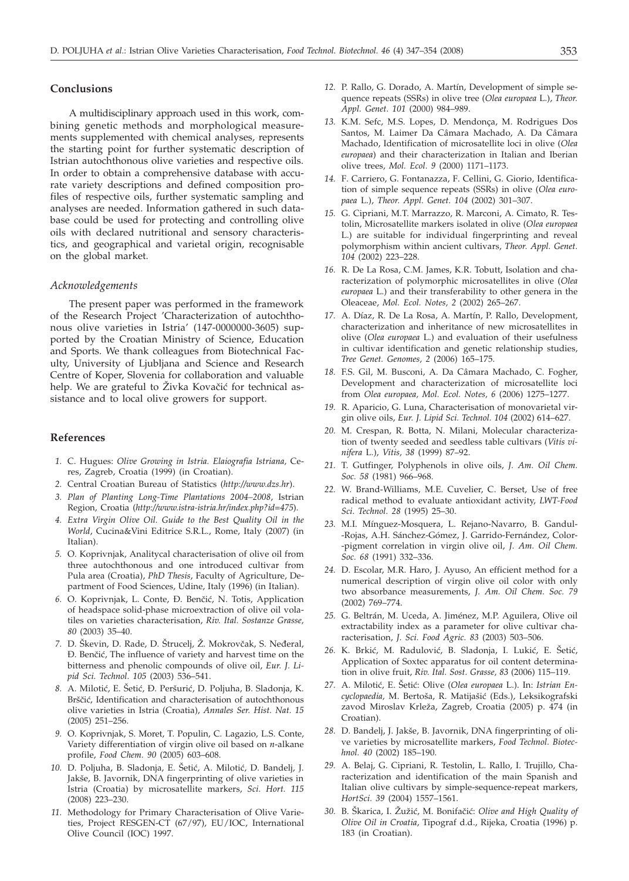## Conclusions

A multidisciplinary approach used in this work, combining genetic methods and morphological measurements supplemented with chemical analyses, represents the starting point for further systematic description of Istrian autochthonous olive varieties and respective oils. In order to obtain a comprehensive database with accurate variety descriptions and defined composition profiles of respective oils, further systematic sampling and analyses are needed. Information gathered in such database could be used for protecting and controlling olive oils with declared nutritional and sensory characteristics, and geographical and varietal origin, recognisable on the global market.

### *Acknowledgements*

The present paper was performed in the framework of the Research Project 'Characterization of autochthonous olive varieties in Istria' (147-0000000-3605) supported by the Croatian Ministry of Science, Education and Sports. We thank colleagues from Biotechnical Faculty, University of Ljubljana and Science and Research Centre of Koper, Slovenia for collaboration and valuable help. We are grateful to Živka Kovačić for technical assistance and to local olive growers for support.

## References

1. C. Hugues: *Olive Growing in Istria. Elaiografia Istriana*, Ceres, Zagreb, Croatia (1999) (in Croatian).
2. Central Croatian Bureau of Statistics (*http://www.dzs.hr*).
3. *Plan of Planting Long-Time Plantations 2004–2008*, Istrian Region, Croatia (*http://www.istra-istria.hr/index.php?id=475*).
4. *Extra Virgin Olive Oil. Guide to the Best Quality Oil in the World*, Cucina&Vini Editrice S.R.L., Rome, Italy (2007) (in Italian).
5. O. Koprivnjak, Analitycal characterisation of olive oil from three autochthonous and one introduced cultivar from Pula area (Croatia), *PhD Thesis*, Faculty of Agriculture, Department of Food Sciences, Udine, Italy (1996) (in Italian).
6. O. Koprivnjak, L. Conte, Đ. Benčić, N. Totis, Application of headspace solid-phase microextraction of olive oil volatiles on varieties characterisation, *Riv. Ital. Sostanze Grasse, 80* (2003) 35–40.
7. D. Škevin, D. Rade, D. Štrucelj, Ž. Mokrovčak, S. Neđeral, Đ. Benčić, The influence of variety and harvest time on the bitterness and phenolic compounds of olive oil, *Eur. J. Lipid Sci. Technol. 105* (2003) 536–541.
8. A. Milotić, E. Šetić, Đ. Peršurić, D. Poljuha, B. Sladonja, K. Brščić, Identification and characterisation of autochthonous olive varieties in Istria (Croatia), *Annales Ser. Hist. Nat. 15* (2005) 251–256.
9. O. Koprivnjak, S. Moret, T. Populin, C. Lagazio, L.S. Conte, Variety differentiation of virgin olive oil based on *n*-alkane profile, *Food Chem. 90* (2005) 603–608.
10. D. Poljuha, B. Sladonja, E. Šetić, A. Milotić, D. Bandelj, J. Jakše, B. Javornik, DNA fingerprinting of olive varieties in Istria (Croatia) by microsatellite markers, *Sci. Hort. 115* (2008) 223–230.
11. Methodology for Primary Characterisation of Olive Varieties, Project RESGEN-CT (67/97), EU/IOC, International Olive Council (IOC) 1997.
12. P. Rallo, G. Dorado, A. Martín, Development of simple sequence repeats (SSRs) in olive tree (*Olea europaea* L.), *Theor. Appl. Genet. 101* (2000) 984–989.
13. K.M. Sefc, M.S. Lopes, D. Mendonça, M. Rodrigues Dos Santos, M. Laimer Da Câmara Machado, A. Da Câmara Machado, Identification of microsatellite loci in olive (*Olea europaea*) and their characterization in Italian and Iberian olive trees, *Mol. Ecol. 9* (2000) 1171–1173.
14. F. Carriero, G. Fontanazza, F. Cellini, G. Giorio, Identification of simple sequence repeats (SSRs) in olive (*Olea europaea* L.), *Theor. Appl. Genet. 104* (2002) 301–307.
15. G. Cipriani, M.T. Marrazzo, R. Marconi, A. Cimato, R. Testolin, Microsatellite markers isolated in olive (*Olea europaea* L.) are suitable for individual fingerprinting and reveal polymorphism within ancient cultivars, *Theor. Appl. Genet. 104* (2002) 223–228.
16. R. De La Rosa, C.M. James, K.R. Tobutt, Isolation and characterization of polymorphic microsatellites in olive (*Olea europaea* L.) and their transferability to other genera in the Oleaceae, *Mol. Ecol. Notes, 2* (2002) 265–267.
17. A. Díaz, R. De La Rosa, A. Martín, P. Rallo, Development, characterization and inheritance of new microsatellites in olive (*Olea europaea* L.) and evaluation of their usefulness in cultivar identification and genetic relationship studies, *Tree Genet. Genomes, 2* (2006) 165–175.
18. F.S. Gil, M. Busconi, A. Da Câmara Machado, C. Fogher, Development and characterization of microsatellite loci from *Olea europaea*, *Mol. Ecol. Notes, 6* (2006) 1275–1277.
19. R. Aparicio, G. Luna, Characterisation of monovarietal virgin olive oils, *Eur. J. Lipid Sci. Technol. 104* (2002) 614–627.
20. M. Crespan, R. Botta, N. Milani, Molecular characterization of twenty seeded and seedless table cultivars (*Vitis vinifera* L.), *Vitis, 38* (1999) 87–92.
21. T. Gutfinger, Polyphenols in olive oils, *J. Am. Oil Chem. Soc. 58* (1981) 966–968.
22. W. Brand-Williams, M.E. Cuvelier, C. Berset, Use of free radical method to evaluate antioxidant activity, *LWT-Food Sci. Technol. 28* (1995) 25–30.
23. M.I. Mínguez-Mosquera, L. Rejano-Navarro, B. Gandul-Rojas, A.H. Sánchez-Gómez, J. Garrido-Fernández, Color-pigment correlation in virgin olive oil, *J. Am. Oil Chem. Soc. 68* (1991) 332–336.
24. D. Escolar, M.R. Haro, J. Ayuso, An efficient method for a numerical description of virgin olive oil color with only two absorbance measurements, *J. Am. Oil Chem. Soc. 79* (2002) 769–774.
25. G. Beltrán, M. Uceda, A. Jiménez, M.P. Aguilera, Olive oil extractability index as a parameter for olive cultivar characterisation, *J. Sci. Food Agric. 83* (2003) 503–506.
26. K. Brkić, M. Radulović, B. Sladonja, I. Lukić, E. Šetić, Application of Soxtec apparatus for oil content determination in olive fruit, *Riv. Ital. Sost. Grasse, 83* (2006) 115–119.
27. A. Milotić, E. Šetić: Olive (*Olea europaea* L.). In: *Istrian Encyclopaedia*, M. Bertoša, R. Matijašić (Eds.), Leksikografski zavod Miroslav Krleža, Zagreb, Croatia (2005) p. 474 (in Croatian).
28. D. Bandelj, J. Jakše, B. Javornik, DNA fingerprinting of olive varieties by microsatellite markers, *Food Technol. Biotechnol. 40* (2002) 185–190.
29. A. Belaj, G. Cipriani, R. Testolin, L. Rallo, I. Trujillo, Characterization and identification of the main Spanish and Italian olive cultivars by simple-sequence-repeat markers, *HortSci. 39* (2004) 1557–1561.
30. B. Škarica, I. Žužić, M. Bonifačić: *Olive and High Quality of Olive Oil in Croatia*, Tipograf d.d., Rijeka, Croatia (1996) p. 183 (in Croatian).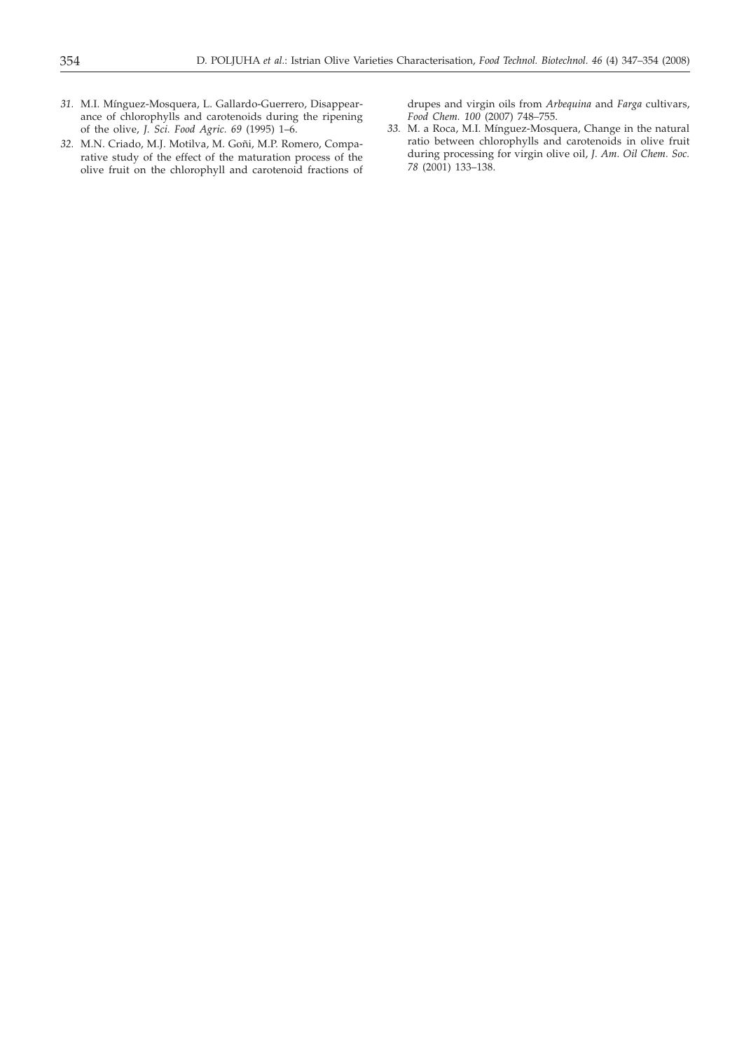31. M.I. Mínguez-Mosquera, L. Gallardo-Guerrero, Disappearance of chlorophylls and carotenoids during the ripening of the olive, *J. Sci. Food Agric. 69* (1995) 1–6.
32. M.N. Criado, M.J. Motilva, M. Goñi, M.P. Romero, Comparative study of the effect of the maturation process of the olive fruit on the chlorophyll and carotenoid fractions of drupes and virgin oils from *Arbequina* and *Farga* cultivars, *Food Chem. 100* (2007) 748–755.
33. M. a Roca, M.I. Mínguez-Mosquera, Change in the natural ratio between chlorophylls and carotenoids in olive fruit during processing for virgin olive oil, *J. Am. Oil Chem. Soc. 78* (2001) 133–138.